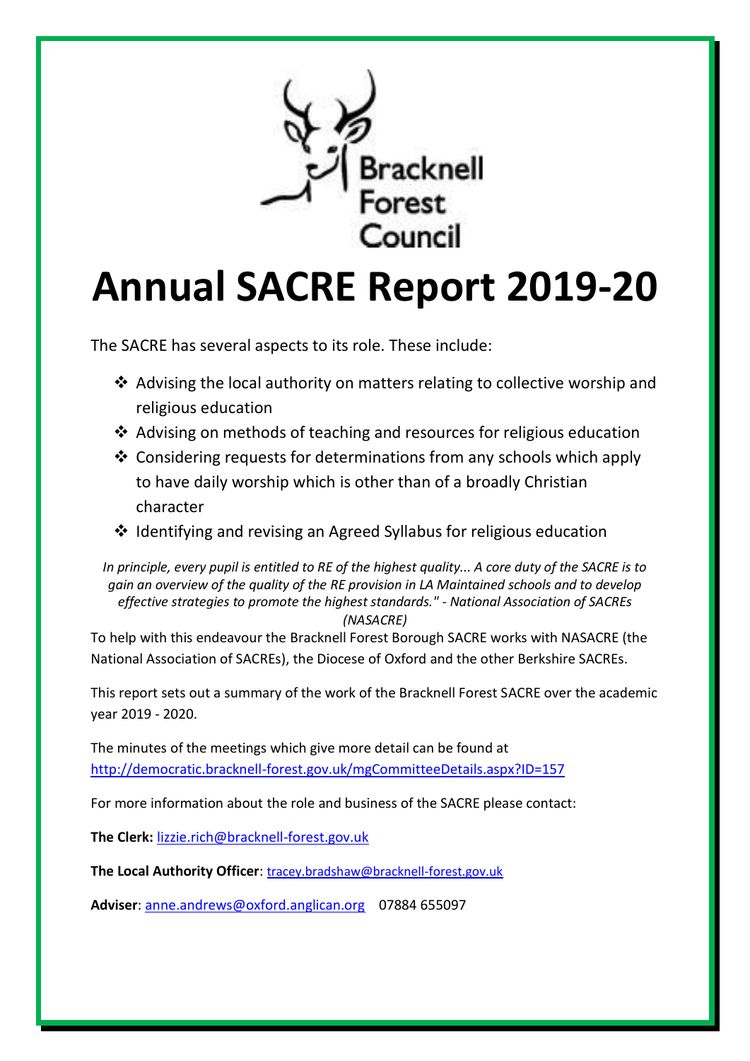Bracknell Forest Council

# Annual SACRE Report 2019-20

The SACRE has several aspects to its role. These include:

- Advising the local authority on matters relating to collective worship and religious education
- Advising on methods of teaching and resources for religious education
- Considering requests for determinations from any schools which apply to have daily worship which is other than of a broadly Christian character
- Identifying and revising an Agreed Syllabus for religious education

*In principle, every pupil is entitled to RE of the highest quality... A core duty of the SACRE is to gain an overview of the quality of the RE provision in LA Maintained schools and to develop effective strategies to promote the highest standards." - National Association of SACREs (NASACRE)*

To help with this endeavour the Bracknell Forest Borough SACRE works with NASACRE (the National Association of SACREs), the Diocese of Oxford and the other Berkshire SACREs.

This report sets out a summary of the work of the Bracknell Forest SACRE over the academic year 2019 - 2020.

The minutes of the meetings which give more detail can be found at http://democratic.bracknell-forest.gov.uk/mgCommitteeDetails.aspx?ID=157

For more information about the role and business of the SACRE please contact:

**The Clerk:** lizzie.rich@bracknell-forest.gov.uk

**The Local Authority Officer**: tracey.bradshaw@bracknell-forest.gov.uk

**Adviser**: anne.andrews@oxford.anglican.org 07884 655097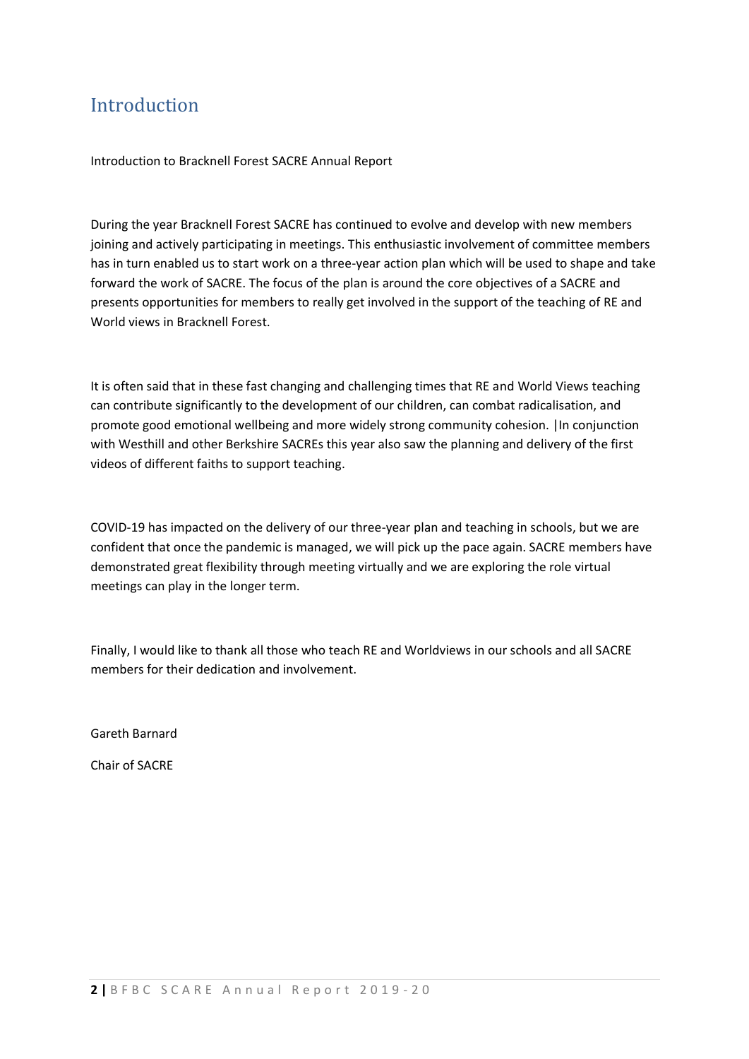# Introduction

Introduction to Bracknell Forest SACRE Annual Report

During the year Bracknell Forest SACRE has continued to evolve and develop with new members joining and actively participating in meetings. This enthusiastic involvement of committee members has in turn enabled us to start work on a three-year action plan which will be used to shape and take forward the work of SACRE. The focus of the plan is around the core objectives of a SACRE and presents opportunities for members to really get involved in the support of the teaching of RE and World views in Bracknell Forest.

It is often said that in these fast changing and challenging times that RE and World Views teaching can contribute significantly to the development of our children, can combat radicalisation, and promote good emotional wellbeing and more widely strong community cohesion. |In conjunction with Westhill and other Berkshire SACREs this year also saw the planning and delivery of the first videos of different faiths to support teaching.

COVID-19 has impacted on the delivery of our three-year plan and teaching in schools, but we are confident that once the pandemic is managed, we will pick up the pace again. SACRE members have demonstrated great flexibility through meeting virtually and we are exploring the role virtual meetings can play in the longer term.

Finally, I would like to thank all those who teach RE and Worldviews in our schools and all SACRE members for their dedication and involvement.

Gareth Barnard

Chair of SACRE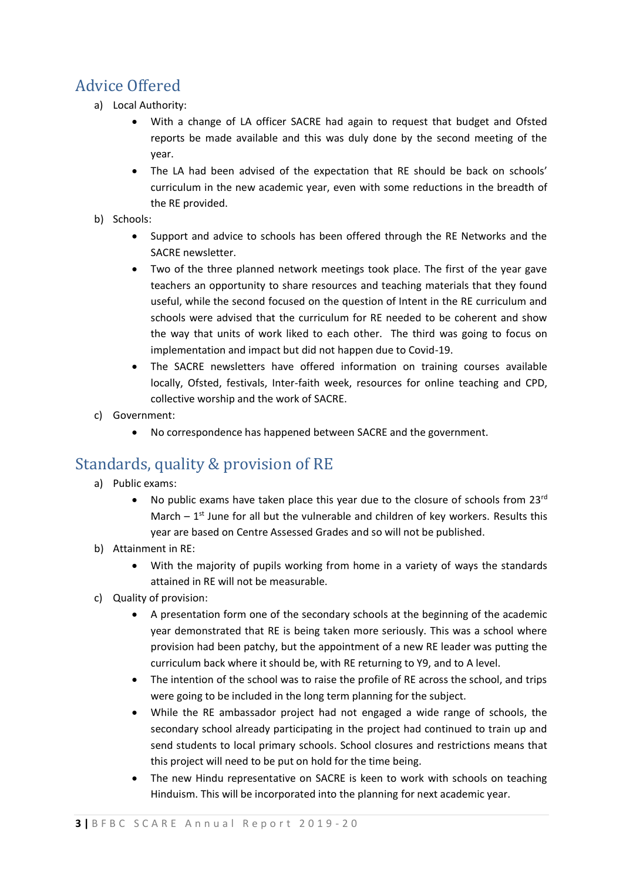## Advice Offered

a) Local Authority:

- With a change of LA officer SACRE had again to request that budget and Ofsted reports be made available and this was duly done by the second meeting of the year.
- The LA had been advised of the expectation that RE should be back on schools' curriculum in the new academic year, even with some reductions in the breadth of the RE provided.

b) Schools:

- Support and advice to schools has been offered through the RE Networks and the SACRE newsletter.
- Two of the three planned network meetings took place. The first of the year gave teachers an opportunity to share resources and teaching materials that they found useful, while the second focused on the question of Intent in the RE curriculum and schools were advised that the curriculum for RE needed to be coherent and show the way that units of work liked to each other. The third was going to focus on implementation and impact but did not happen due to Covid-19.
- The SACRE newsletters have offered information on training courses available locally, Ofsted, festivals, Inter-faith week, resources for online teaching and CPD, collective worship and the work of SACRE.

c) Government:

- No correspondence has happened between SACRE and the government.

## Standards, quality & provision of RE

a) Public exams:

- No public exams have taken place this year due to the closure of schools from 23rd March – 1st June for all but the vulnerable and children of key workers. Results this year are based on Centre Assessed Grades and so will not be published.

b) Attainment in RE:

- With the majority of pupils working from home in a variety of ways the standards attained in RE will not be measurable.

c) Quality of provision:

- A presentation form one of the secondary schools at the beginning of the academic year demonstrated that RE is being taken more seriously. This was a school where provision had been patchy, but the appointment of a new RE leader was putting the curriculum back where it should be, with RE returning to Y9, and to A level.
- The intention of the school was to raise the profile of RE across the school, and trips were going to be included in the long term planning for the subject.
- While the RE ambassador project had not engaged a wide range of schools, the secondary school already participating in the project had continued to train up and send students to local primary schools. School closures and restrictions means that this project will need to be put on hold for the time being.
- The new Hindu representative on SACRE is keen to work with schools on teaching Hinduism. This will be incorporated into the planning for next academic year.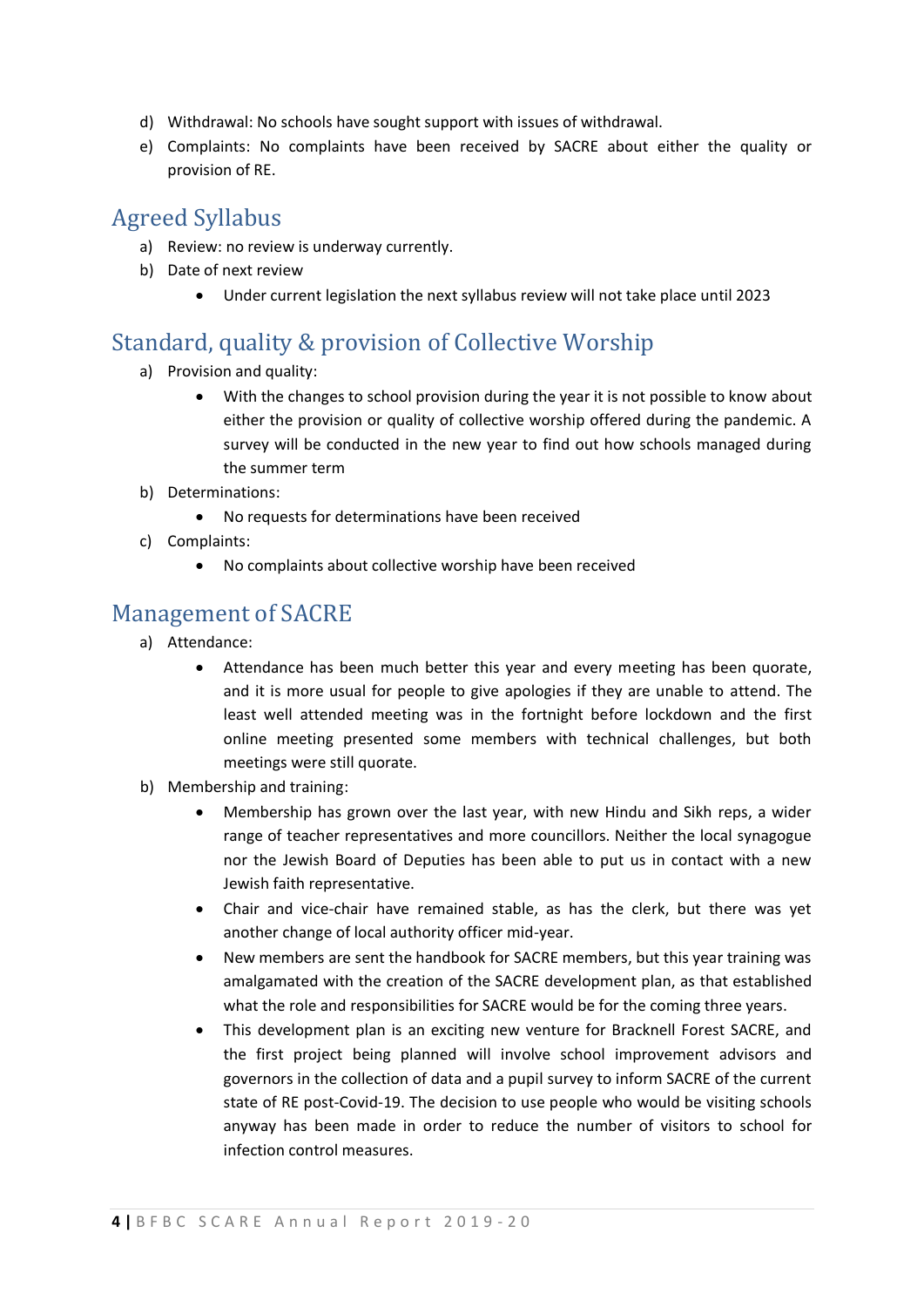d) Withdrawal: No schools have sought support with issues of withdrawal.
e) Complaints: No complaints have been received by SACRE about either the quality or provision of RE.

## Agreed Syllabus

a) Review: no review is underway currently.
b) Date of next review
    - Under current legislation the next syllabus review will not take place until 2023

## Standard, quality & provision of Collective Worship

a) Provision and quality:
    - With the changes to school provision during the year it is not possible to know about either the provision or quality of collective worship offered during the pandemic. A survey will be conducted in the new year to find out how schools managed during the summer term
b) Determinations:
    - No requests for determinations have been received
c) Complaints:
    - No complaints about collective worship have been received

## Management of SACRE

a) Attendance:
    - Attendance has been much better this year and every meeting has been quorate, and it is more usual for people to give apologies if they are unable to attend. The least well attended meeting was in the fortnight before lockdown and the first online meeting presented some members with technical challenges, but both meetings were still quorate.
b) Membership and training:
    - Membership has grown over the last year, with new Hindu and Sikh reps, a wider range of teacher representatives and more councillors. Neither the local synagogue nor the Jewish Board of Deputies has been able to put us in contact with a new Jewish faith representative.
    - Chair and vice-chair have remained stable, as has the clerk, but there was yet another change of local authority officer mid-year.
    - New members are sent the handbook for SACRE members, but this year training was amalgamated with the creation of the SACRE development plan, as that established what the role and responsibilities for SACRE would be for the coming three years.
    - This development plan is an exciting new venture for Bracknell Forest SACRE, and the first project being planned will involve school improvement advisors and governors in the collection of data and a pupil survey to inform SACRE of the current state of RE post-Covid-19. The decision to use people who would be visiting schools anyway has been made in order to reduce the number of visitors to school for infection control measures.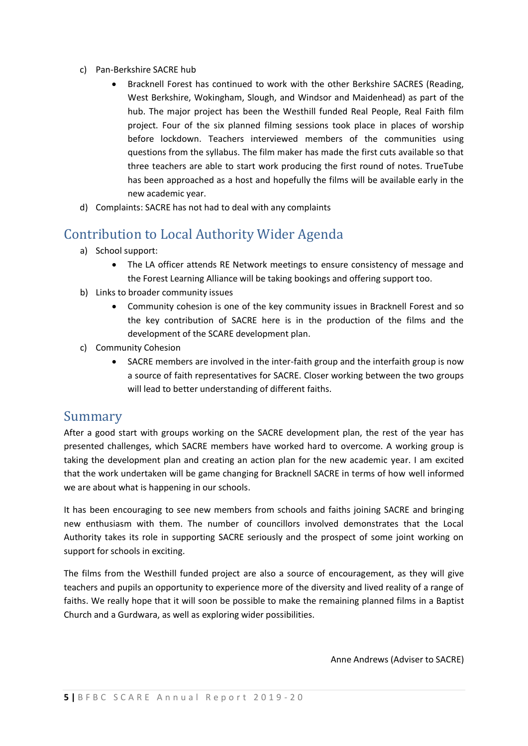c) Pan-Berkshire SACRE hub
   - Bracknell Forest has continued to work with the other Berkshire SACRES (Reading, West Berkshire, Wokingham, Slough, and Windsor and Maidenhead) as part of the hub. The major project has been the Westhill funded Real People, Real Faith film project. Four of the six planned filming sessions took place in places of worship before lockdown. Teachers interviewed members of the communities using questions from the syllabus. The film maker has made the first cuts available so that three teachers are able to start work producing the first round of notes. TrueTube has been approached as a host and hopefully the films will be available early in the new academic year.

d) Complaints: SACRE has not had to deal with any complaints

## Contribution to Local Authority Wider Agenda

a) School support:
   - The LA officer attends RE Network meetings to ensure consistency of message and the Forest Learning Alliance will be taking bookings and offering support too.

b) Links to broader community issues
   - Community cohesion is one of the key community issues in Bracknell Forest and so the key contribution of SACRE here is in the production of the films and the development of the SCARE development plan.

c) Community Cohesion
   - SACRE members are involved in the inter-faith group and the interfaith group is now a source of faith representatives for SACRE. Closer working between the two groups will lead to better understanding of different faiths.

## Summary

After a good start with groups working on the SACRE development plan, the rest of the year has presented challenges, which SACRE members have worked hard to overcome. A working group is taking the development plan and creating an action plan for the new academic year. I am excited that the work undertaken will be game changing for Bracknell SACRE in terms of how well informed we are about what is happening in our schools.

It has been encouraging to see new members from schools and faiths joining SACRE and bringing new enthusiasm with them. The number of councillors involved demonstrates that the Local Authority takes its role in supporting SACRE seriously and the prospect of some joint working on support for schools in exciting.

The films from the Westhill funded project are also a source of encouragement, as they will give teachers and pupils an opportunity to experience more of the diversity and lived reality of a range of faiths. We really hope that it will soon be possible to make the remaining planned films in a Baptist Church and a Gurdwara, as well as exploring wider possibilities.

Anne Andrews (Adviser to SACRE)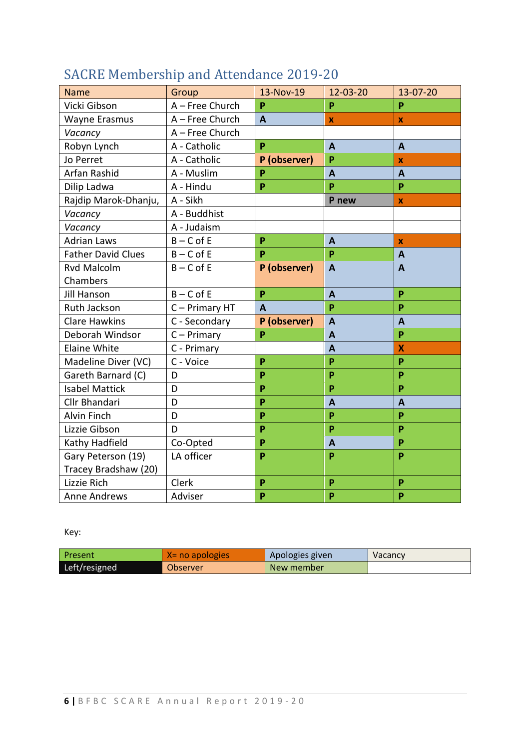## SACRE Membership and Attendance 2019-20

| Name | Group | 13-Nov-19 | 12-03-20 | 13-07-20 |
|---|---|---|---|---|
| Vicki Gibson | A – Free Church | P | P | P |
| Wayne Erasmus | A – Free Church | A | x | x |
| *Vacancy* | A – Free Church | | | |
| Robyn Lynch | A - Catholic | P | A | A |
| Jo Perret | A - Catholic | P (observer) | P | x |
| Arfan Rashid | A - Muslim | P | A | A |
| Dilip Ladwa | A - Hindu | P | P | P |
| Rajdip Marok-Dhanju, | A - Sikh | | P new | x |
| *Vacancy* | A - Buddhist | | | |
| *Vacancy* | A - Judaism | | | |
| Adrian Laws | B – C of E | P | A | x |
| Father David Clues | B – C of E | P | P | A |
| Rvd Malcolm Chambers | B – C of E | P (observer) | A | A |
| Jill Hanson | B – C of E | P | A | P |
| Ruth Jackson | C – Primary HT | A | P | P |
| Clare Hawkins | C - Secondary | P (observer) | A | A |
| Deborah Windsor | C – Primary | P | A | P |
| Elaine White | C - Primary | | A | X |
| Madeline Diver (VC) | C - Voice | P | P | P |
| Gareth Barnard (C) | D | P | P | P |
| Isabel Mattick | D | P | P | P |
| Cllr Bhandari | D | P | A | A |
| Alvin Finch | D | P | P | P |
| Lizzie Gibson | D | P | P | P |
| Kathy Hadfield | Co-Opted | P | A | P |
| Gary Peterson (19) Tracey Bradshaw (20) | LA officer | P | P | P |
| Lizzie Rich | Clerk | P | P | P |
| Anne Andrews | Adviser | P | P | P |

Key:

| | | | |
|---|---|---|---|
| Present | X= no apologies | Apologies given | Vacancy |
| Left/resigned | Observer | New member | |